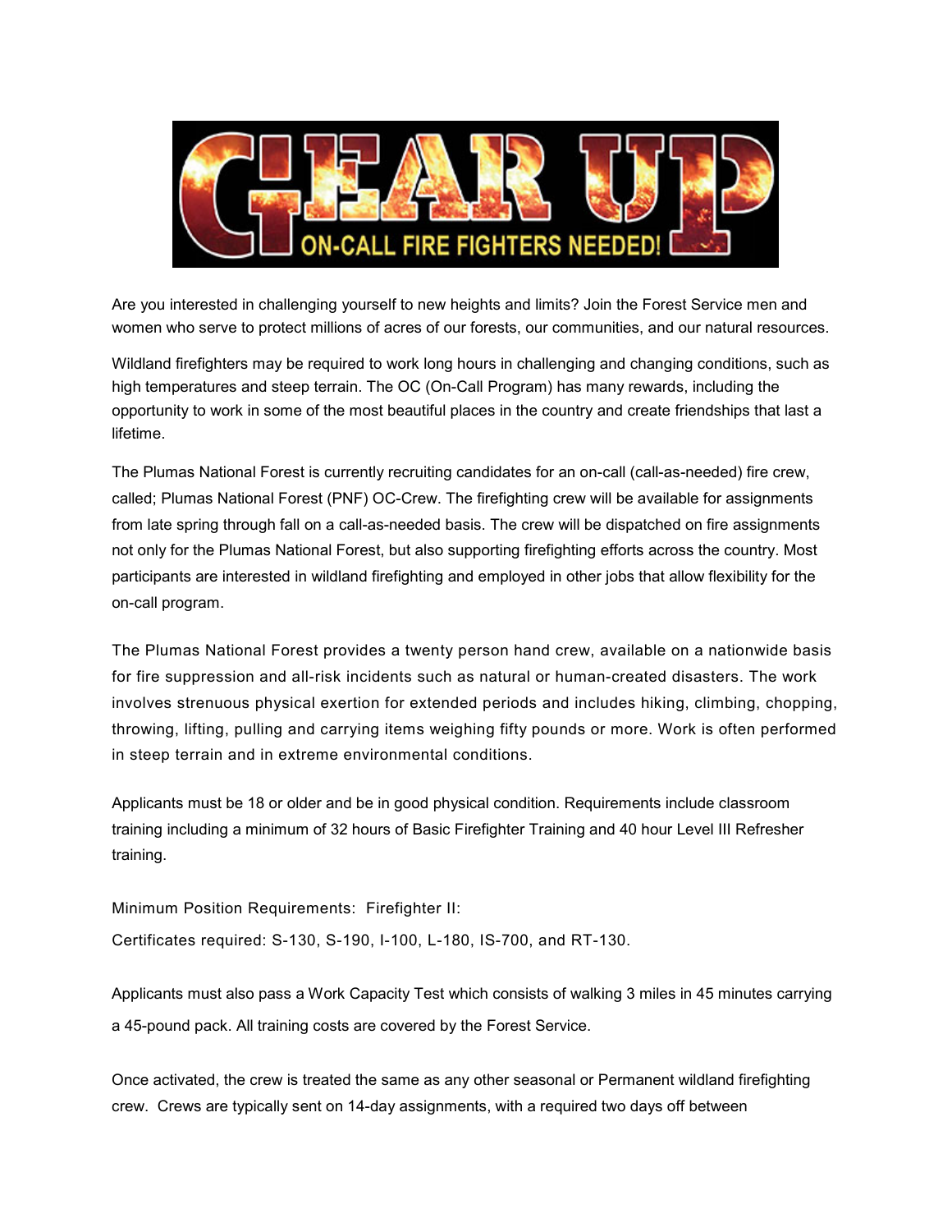# GEAR UP

## ON-CALL FIRE FIGHTERS NEEDED!

Are you interested in challenging yourself to new heights and limits? Join the Forest Service men and women who serve to protect millions of acres of our forests, our communities, and our natural resources.

Wildland firefighters may be required to work long hours in challenging and changing conditions, such as high temperatures and steep terrain. The OC (On-Call Program) has many rewards, including the opportunity to work in some of the most beautiful places in the country and create friendships that last a lifetime.

The Plumas National Forest is currently recruiting candidates for an on-call (call-as-needed) fire crew, called; Plumas National Forest (PNF) OC-Crew. The firefighting crew will be available for assignments from late spring through fall on a call-as-needed basis. The crew will be dispatched on fire assignments not only for the Plumas National Forest, but also supporting firefighting efforts across the country. Most participants are interested in wildland firefighting and employed in other jobs that allow flexibility for the on-call program.

The Plumas National Forest provides a twenty person hand crew, available on a nationwide basis for fire suppression and all-risk incidents such as natural or human-created disasters. The work involves strenuous physical exertion for extended periods and includes hiking, climbing, chopping, throwing, lifting, pulling and carrying items weighing fifty pounds or more. Work is often performed in steep terrain and in extreme environmental conditions.

Applicants must be 18 or older and be in good physical condition. Requirements include classroom training including a minimum of 32 hours of Basic Firefighter Training and 40 hour Level III Refresher training.

Minimum Position Requirements: Firefighter II:

Certificates required: S-130, S-190, I-100, L-180, IS-700, and RT-130.

Applicants must also pass a Work Capacity Test which consists of walking 3 miles in 45 minutes carrying a 45-pound pack. All training costs are covered by the Forest Service.

Once activated, the crew is treated the same as any other seasonal or Permanent wildland firefighting crew. Crews are typically sent on 14-day assignments, with a required two days off between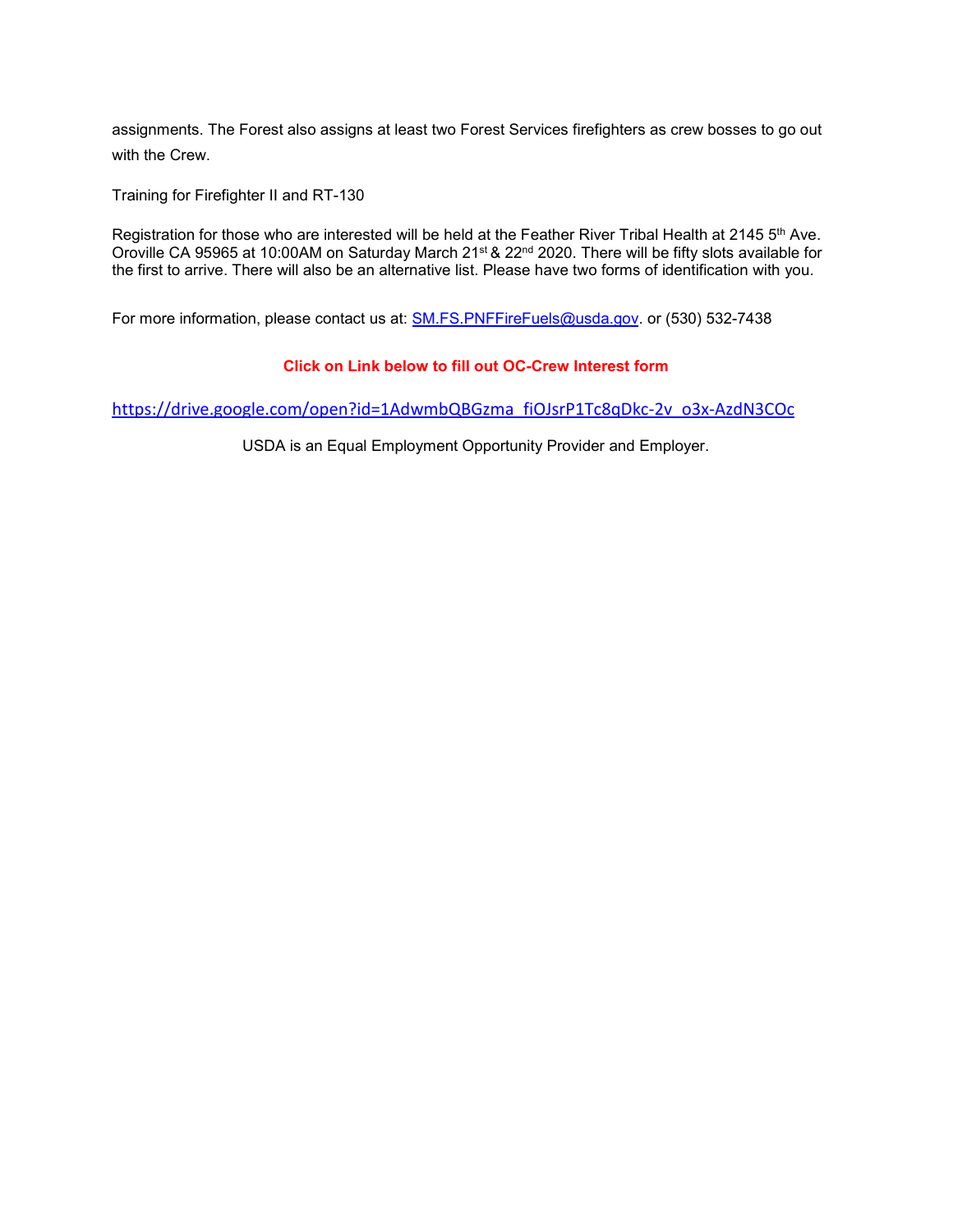assignments. The Forest also assigns at least two Forest Services firefighters as crew bosses to go out with the Crew.

Training for Firefighter II and RT-130

Registration for those who are interested will be held at the Feather River Tribal Health at 2145 5th Ave. Oroville CA 95965 at 10:00AM on Saturday March 21st & 22nd 2020. There will be fifty slots available for the first to arrive. There will also be an alternative list. Please have two forms of identification with you.

For more information, please contact us at: SM.FS.PNFFireFuels@usda.gov. or (530) 532-7438

**Click on Link below to fill out OC-Crew Interest form**

https://drive.google.com/open?id=1AdwmbQBGzma_fiOJsrP1Tc8qDkc-2v_o3x-AzdN3COc

USDA is an Equal Employment Opportunity Provider and Employer.